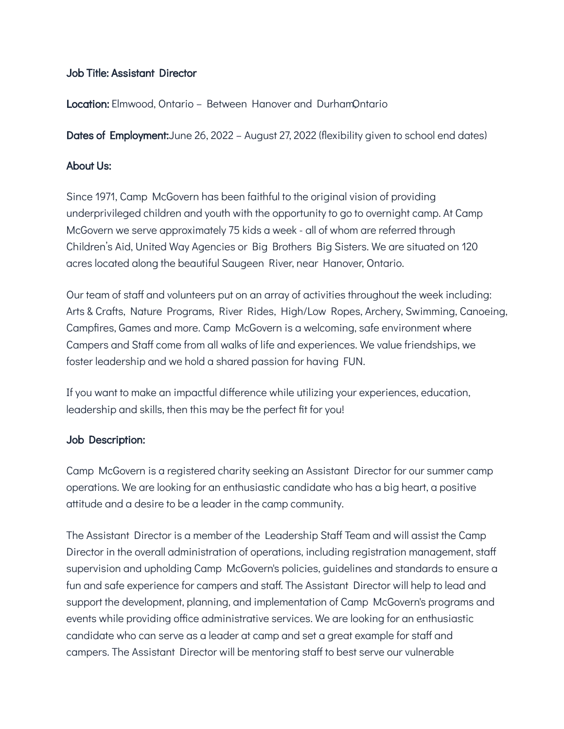**Job Title: Assistant Director**

**Location:** Elmwood, Ontario – Between Hanover and Durham Ontario

**Dates of Employment:** June 26, 2022 – August 27, 2022 (flexibility given to school end dates)

**About Us:**

Since 1971, Camp McGovern has been faithful to the original vision of providing underprivileged children and youth with the opportunity to go to overnight camp. At Camp McGovern we serve approximately 75 kids a week - all of whom are referred through Children's Aid, United Way Agencies or Big Brothers Big Sisters. We are situated on 120 acres located along the beautiful Saugeen River, near Hanover, Ontario.

Our team of staff and volunteers put on an array of activities throughout the week including: Arts & Crafts, Nature Programs, River Rides, High/Low Ropes, Archery, Swimming, Canoeing, Campfires, Games and more. Camp McGovern is a welcoming, safe environment where Campers and Staff come from all walks of life and experiences. We value friendships, we foster leadership and we hold a shared passion for having FUN.

If you want to make an impactful difference while utilizing your experiences, education, leadership and skills, then this may be the perfect fit for you!

**Job Description:**

Camp McGovern is a registered charity seeking an Assistant Director for our summer camp operations. We are looking for an enthusiastic candidate who has a big heart, a positive attitude and a desire to be a leader in the camp community.

The Assistant Director is a member of the Leadership Staff Team and will assist the Camp Director in the overall administration of operations, including registration management, staff supervision and upholding Camp McGovern's policies, guidelines and standards to ensure a fun and safe experience for campers and staff. The Assistant Director will help to lead and support the development, planning, and implementation of Camp McGovern's programs and events while providing office administrative services. We are looking for an enthusiastic candidate who can serve as a leader at camp and set a great example for staff and campers. The Assistant Director will be mentoring staff to best serve our vulnerable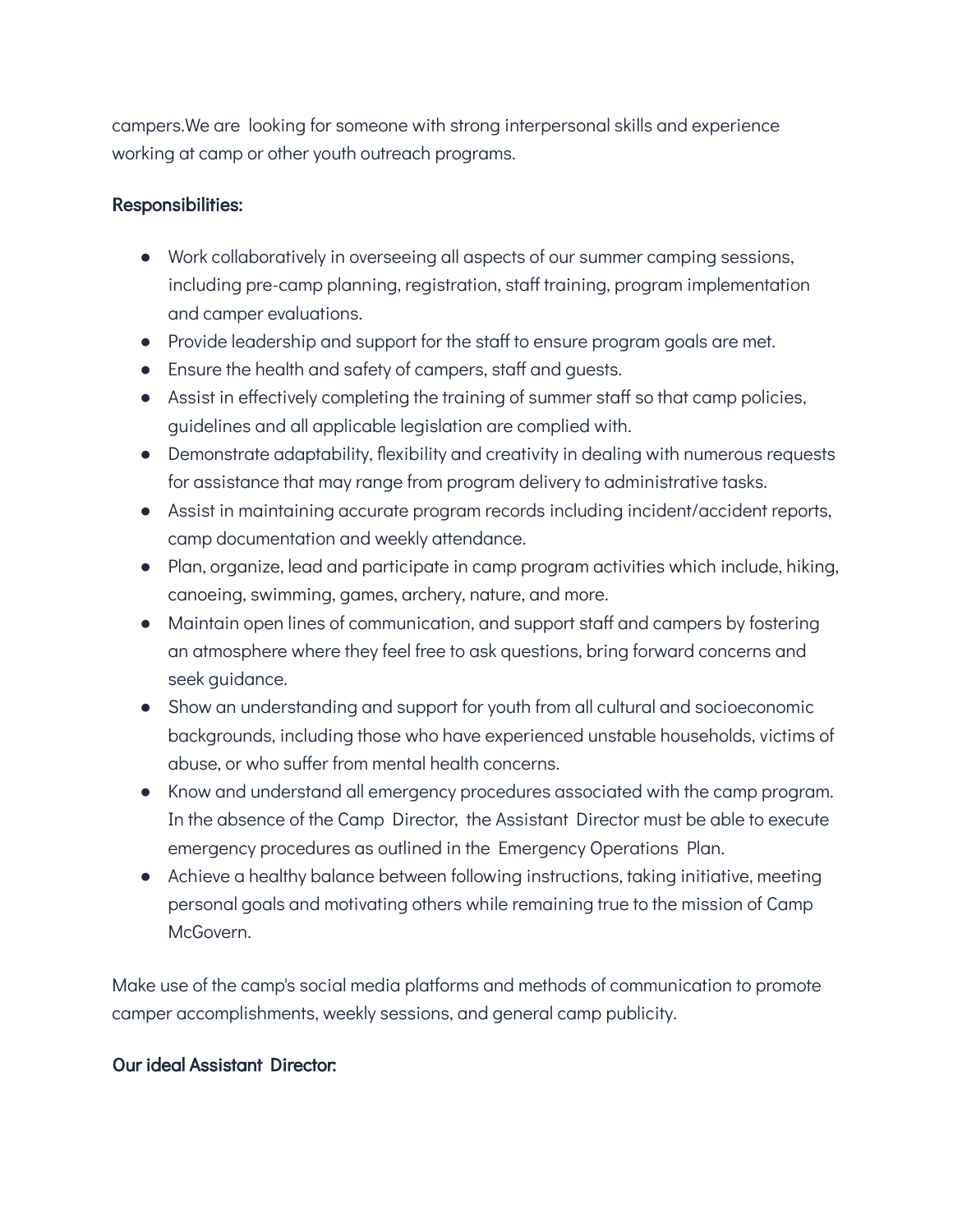campers.We are looking for someone with strong interpersonal skills and experience working at camp or other youth outreach programs.

**Responsibilities:**

- Work collaboratively in overseeing all aspects of our summer camping sessions, including pre-camp planning, registration, staff training, program implementation and camper evaluations.
- Provide leadership and support for the staff to ensure program goals are met.
- Ensure the health and safety of campers, staff and guests.
- Assist in effectively completing the training of summer staff so that camp policies, guidelines and all applicable legislation are complied with.
- Demonstrate adaptability, flexibility and creativity in dealing with numerous requests for assistance that may range from program delivery to administrative tasks.
- Assist in maintaining accurate program records including incident/accident reports, camp documentation and weekly attendance.
- Plan, organize, lead and participate in camp program activities which include, hiking, canoeing, swimming, games, archery, nature, and more.
- Maintain open lines of communication, and support staff and campers by fostering an atmosphere where they feel free to ask questions, bring forward concerns and seek guidance.
- Show an understanding and support for youth from all cultural and socioeconomic backgrounds, including those who have experienced unstable households, victims of abuse, or who suffer from mental health concerns.
- Know and understand all emergency procedures associated with the camp program. In the absence of the Camp Director, the Assistant Director must be able to execute emergency procedures as outlined in the Emergency Operations Plan.
- Achieve a healthy balance between following instructions, taking initiative, meeting personal goals and motivating others while remaining true to the mission of Camp McGovern.

Make use of the camp's social media platforms and methods of communication to promote camper accomplishments, weekly sessions, and general camp publicity.

**Our ideal Assistant Director:**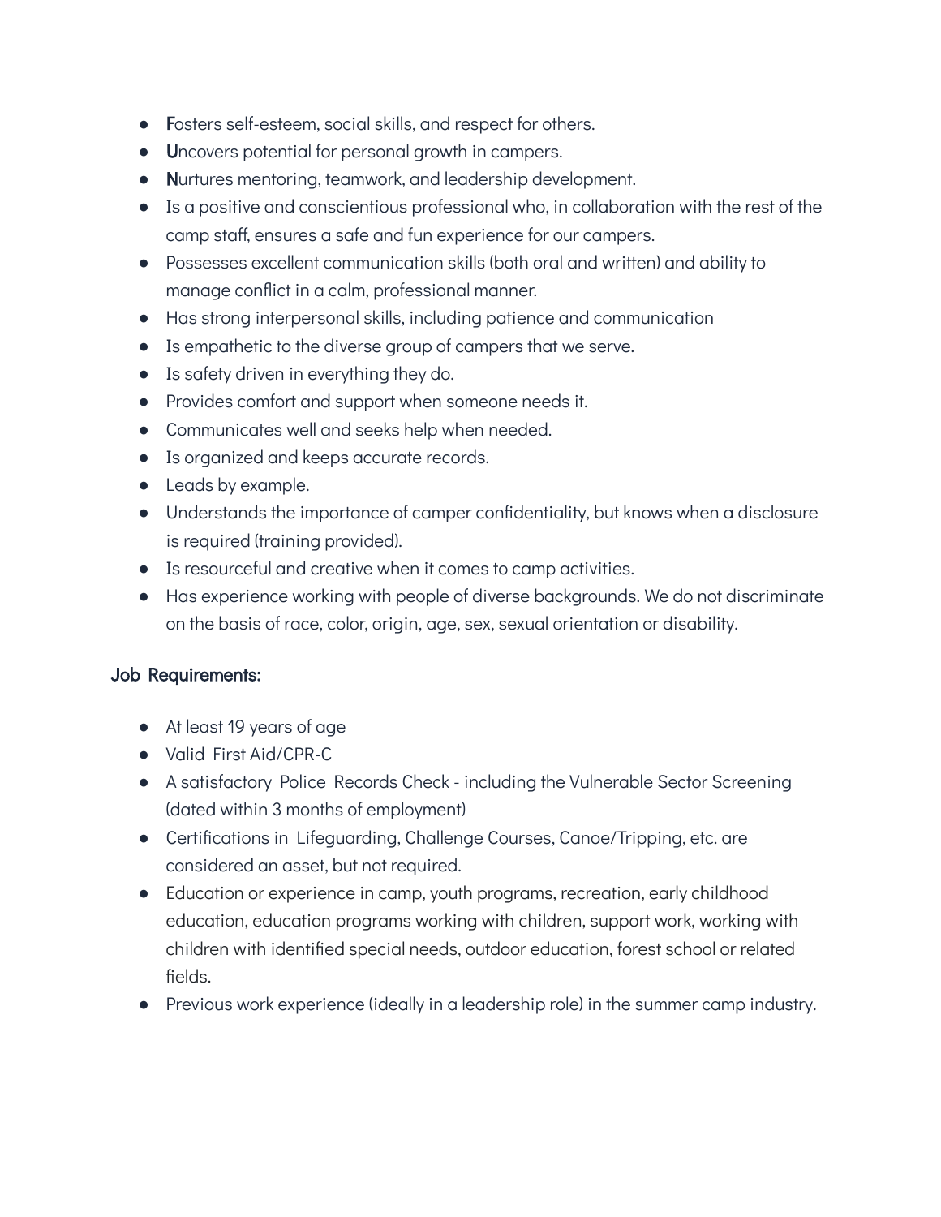- **F**osters self-esteem, social skills, and respect for others.
- **U**ncovers potential for personal growth in campers.
- **N**urtures mentoring, teamwork, and leadership development.
- Is a positive and conscientious professional who, in collaboration with the rest of the camp staff, ensures a safe and fun experience for our campers.
- Possesses excellent communication skills (both oral and written) and ability to manage conflict in a calm, professional manner.
- Has strong interpersonal skills, including patience and communication
- Is empathetic to the diverse group of campers that we serve.
- Is safety driven in everything they do.
- Provides comfort and support when someone needs it.
- Communicates well and seeks help when needed.
- Is organized and keeps accurate records.
- Leads by example.
- Understands the importance of camper confidentiality, but knows when a disclosure is required (training provided).
- Is resourceful and creative when it comes to camp activities.
- Has experience working with people of diverse backgrounds. We do not discriminate on the basis of race, color, origin, age, sex, sexual orientation or disability.

### Job Requirements:

- At least 19 years of age
- Valid First Aid/CPR-C
- A satisfactory Police Records Check - including the Vulnerable Sector Screening (dated within 3 months of employment)
- Certifications in Lifeguarding, Challenge Courses, Canoe/Tripping, etc. are considered an asset, but not required.
- Education or experience in camp, youth programs, recreation, early childhood education, education programs working with children, support work, working with children with identified special needs, outdoor education, forest school or related fields.
- Previous work experience (ideally in a leadership role) in the summer camp industry.